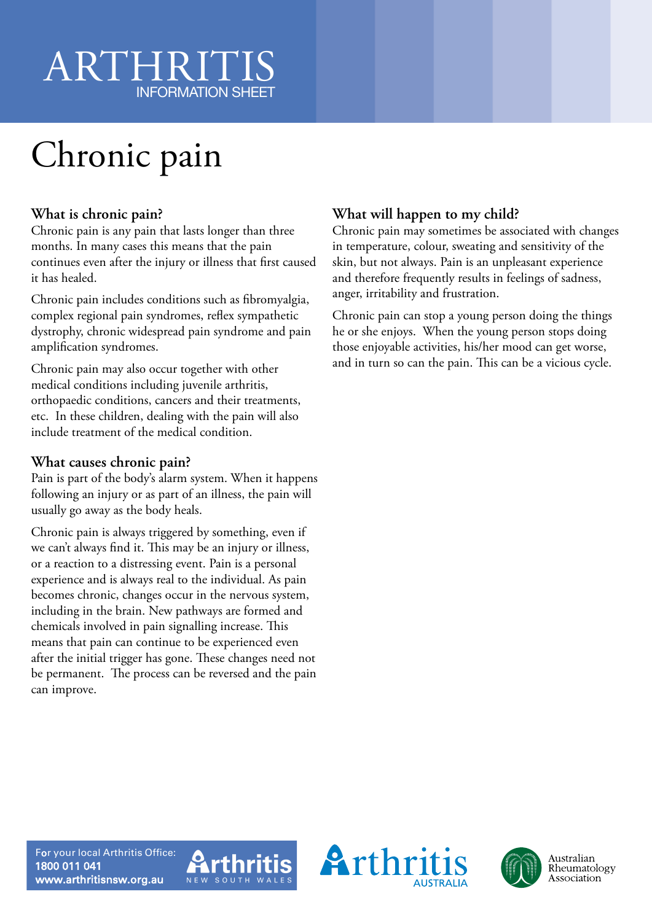# ARTHRITIS INFORMATION SHEET

# Chronic pain

## What is chronic pain?

Chronic pain is any pain that lasts longer than three months. In many cases this means that the pain continues even after the injury or illness that first caused it has healed.

Chronic pain includes conditions such as fibromyalgia, complex regional pain syndromes, reflex sympathetic dystrophy, chronic widespread pain syndrome and pain amplification syndromes.

Chronic pain may also occur together with other medical conditions including juvenile arthritis, orthopaedic conditions, cancers and their treatments, etc. In these children, dealing with the pain will also include treatment of the medical condition.

## What causes chronic pain?

Pain is part of the body's alarm system. When it happens following an injury or as part of an illness, the pain will usually go away as the body heals.

Chronic pain is always triggered by something, even if we can't always find it. This may be an injury or illness, or a reaction to a distressing event. Pain is a personal experience and is always real to the individual. As pain becomes chronic, changes occur in the nervous system, including in the brain. New pathways are formed and chemicals involved in pain signalling increase. This means that pain can continue to be experienced even after the initial trigger has gone. These changes need not be permanent. The process can be reversed and the pain can improve.

## What will happen to my child?

Chronic pain may sometimes be associated with changes in temperature, colour, sweating and sensitivity of the skin, but not always. Pain is an unpleasant experience and therefore frequently results in feelings of sadness, anger, irritability and frustration.

Chronic pain can stop a young person doing the things he or she enjoys. When the young person stops doing those enjoyable activities, his/her mood can get worse, and in turn so can the pain. This can be a vicious cycle.

For your local Arthritis Office:
**1800 011 041**
**www.arthritisnsw.org.au**

Arthritis New South Wales | Arthritis Australia | Australian Rheumatology Association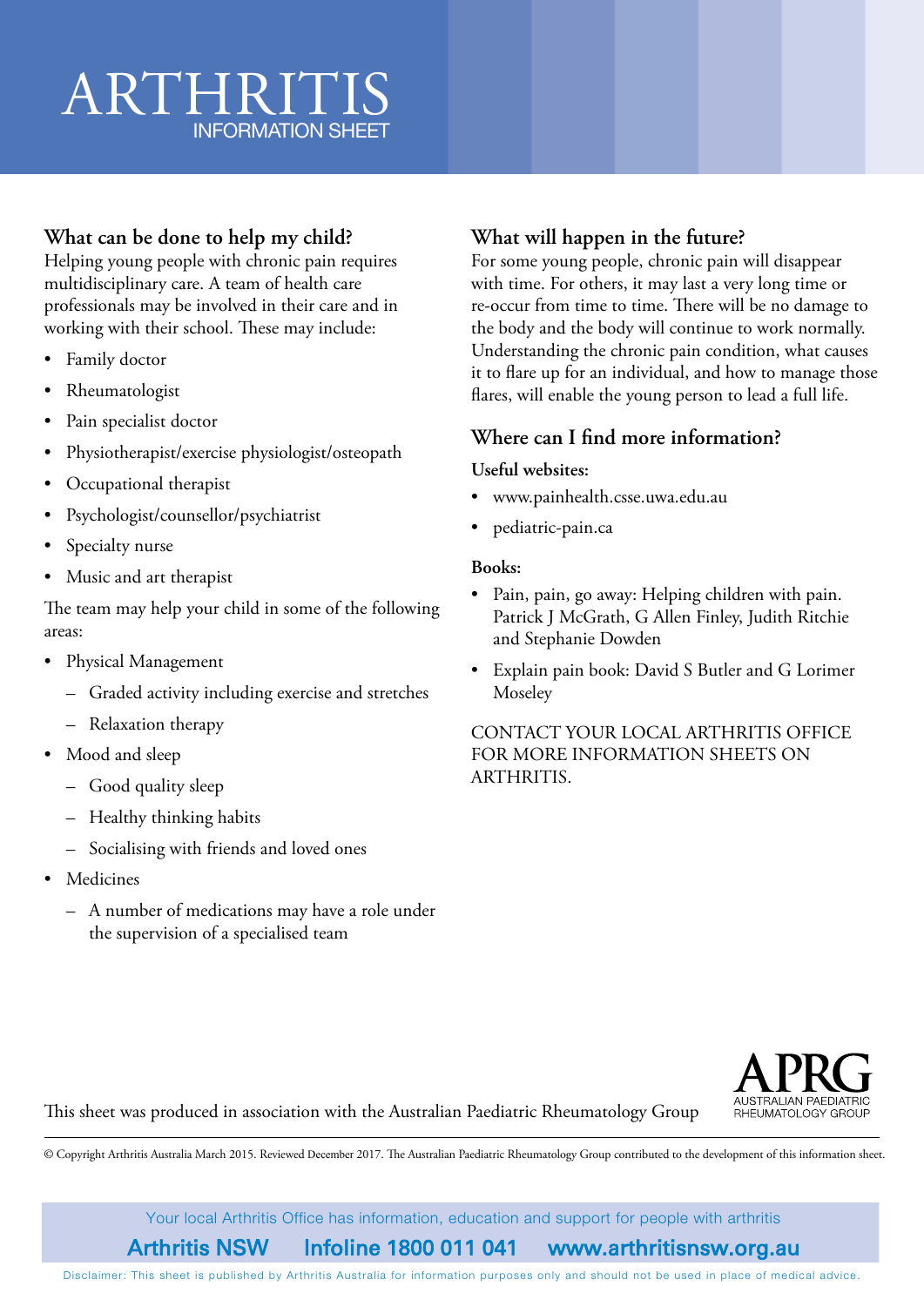# ARTHRITIS
INFORMATION SHEET

## What can be done to help my child?

Helping young people with chronic pain requires multidisciplinary care. A team of health care professionals may be involved in their care and in working with their school. These may include:

- Family doctor
- Rheumatologist
- Pain specialist doctor
- Physiotherapist/exercise physiologist/osteopath
- Occupational therapist
- Psychologist/counsellor/psychiatrist
- Specialty nurse
- Music and art therapist

The team may help your child in some of the following areas:

- Physical Management
  - Graded activity including exercise and stretches
  - Relaxation therapy
- Mood and sleep
  - Good quality sleep
  - Healthy thinking habits
  - Socialising with friends and loved ones
- Medicines
  - A number of medications may have a role under the supervision of a specialised team

## What will happen in the future?

For some young people, chronic pain will disappear with time. For others, it may last a very long time or re-occur from time to time. There will be no damage to the body and the body will continue to work normally. Understanding the chronic pain condition, what causes it to flare up for an individual, and how to manage those flares, will enable the young person to lead a full life.

## Where can I find more information?

**Useful websites:**

- www.painhealth.csse.uwa.edu.au
- pediatric-pain.ca

**Books:**

- Pain, pain, go away: Helping children with pain. Patrick J McGrath, G Allen Finley, Judith Ritchie and Stephanie Dowden
- Explain pain book: David S Butler and G Lorimer Moseley

CONTACT YOUR LOCAL ARTHRITIS OFFICE FOR MORE INFORMATION SHEETS ON ARTHRITIS.

This sheet was produced in association with the Australian Paediatric Rheumatology Group

APRG AUSTRALIAN PAEDIATRIC RHEUMATOLOGY GROUP

© Copyright Arthritis Australia March 2015. Reviewed December 2017. The Australian Paediatric Rheumatology Group contributed to the development of this information sheet.

Your local Arthritis Office has information, education and support for people with arthritis

**Arthritis NSW    Infoline 1800 011 041    www.arthritisnsw.org.au**

Disclaimer: This sheet is published by Arthritis Australia for information purposes only and should not be used in place of medical advice.